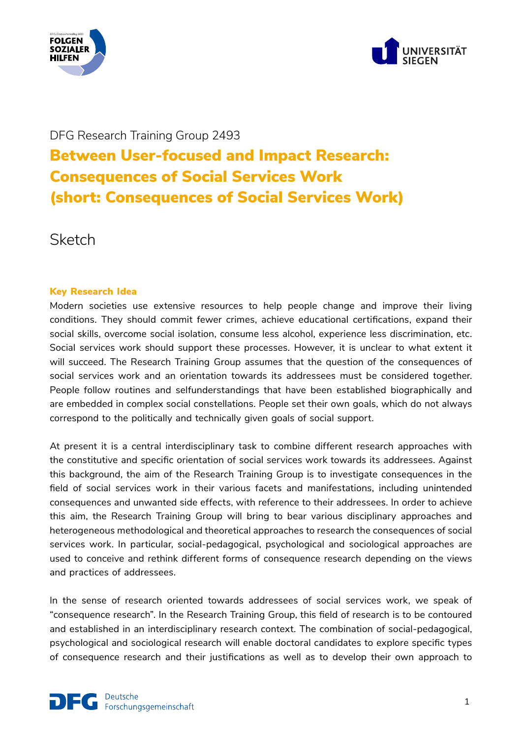DFG Research Training Group 2493

# Between User-focused and Impact Research: Consequences of Social Services Work (short: Consequences of Social Services Work)

## Sketch

### Key Research Idea

Modern societies use extensive resources to help people change and improve their living conditions. They should commit fewer crimes, achieve educational certifications, expand their social skills, overcome social isolation, consume less alcohol, experience less discrimination, etc. Social services work should support these processes. However, it is unclear to what extent it will succeed. The Research Training Group assumes that the question of the consequences of social services work and an orientation towards its addressees must be considered together. People follow routines and selfunderstandings that have been established biographically and are embedded in complex social constellations. People set their own goals, which do not always correspond to the politically and technically given goals of social support.

At present it is a central interdisciplinary task to combine different research approaches with the constitutive and specific orientation of social services work towards its addressees. Against this background, the aim of the Research Training Group is to investigate consequences in the field of social services work in their various facets and manifestations, including unintended consequences and unwanted side effects, with reference to their addressees. In order to achieve this aim, the Research Training Group will bring to bear various disciplinary approaches and heterogeneous methodological and theoretical approaches to research the consequences of social services work. In particular, social-pedagogical, psychological and sociological approaches are used to conceive and rethink different forms of consequence research depending on the views and practices of addressees.

In the sense of research oriented towards addressees of social services work, we speak of "consequence research". In the Research Training Group, this field of research is to be contoured and established in an interdisciplinary research context. The combination of social-pedagogical, psychological and sociological research will enable doctoral candidates to explore specific types of consequence research and their justifications as well as to develop their own approach to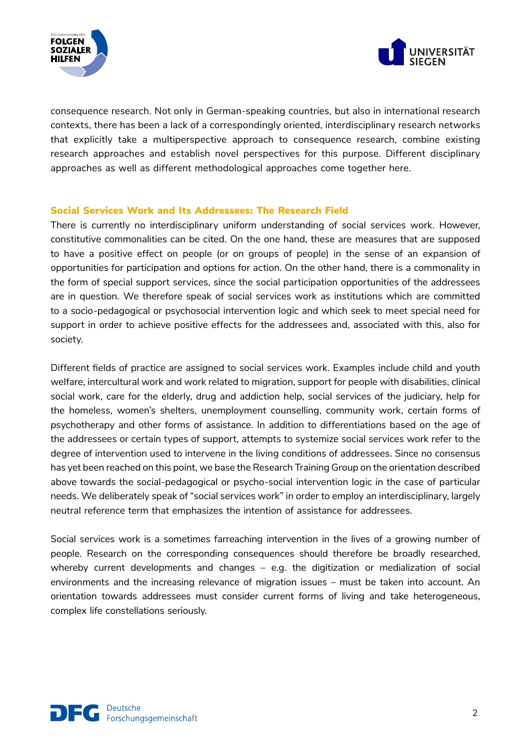consequence research. Not only in German-speaking countries, but also in international research contexts, there has been a lack of a correspondingly oriented, interdisciplinary research networks that explicitly take a multiperspective approach to consequence research, combine existing research approaches and establish novel perspectives for this purpose. Different disciplinary approaches as well as different methodological approaches come together here.

## Social Services Work and Its Addressees: The Research Field

There is currently no interdisciplinary uniform understanding of social services work. However, constitutive commonalities can be cited. On the one hand, these are measures that are supposed to have a positive effect on people (or on groups of people) in the sense of an expansion of opportunities for participation and options for action. On the other hand, there is a commonality in the form of special support services, since the social participation opportunities of the addressees are in question. We therefore speak of social services work as institutions which are committed to a socio-pedagogical or psychosocial intervention logic and which seek to meet special need for support in order to achieve positive effects for the addressees and, associated with this, also for society.

Different fields of practice are assigned to social services work. Examples include child and youth welfare, intercultural work and work related to migration, support for people with disabilities, clinical social work, care for the elderly, drug and addiction help, social services of the judiciary, help for the homeless, women's shelters, unemployment counselling, community work, certain forms of psychotherapy and other forms of assistance. In addition to differentiations based on the age of the addressees or certain types of support, attempts to systemize social services work refer to the degree of intervention used to intervene in the living conditions of addressees. Since no consensus has yet been reached on this point, we base the Research Training Group on the orientation described above towards the social-pedagogical or psycho-social intervention logic in the case of particular needs. We deliberately speak of "social services work" in order to employ an interdisciplinary, largely neutral reference term that emphasizes the intention of assistance for addressees.

Social services work is a sometimes farreaching intervention in the lives of a growing number of people. Research on the corresponding consequences should therefore be broadly researched, whereby current developments and changes – e.g. the digitization or medialization of social environments and the increasing relevance of migration issues – must be taken into account. An orientation towards addressees must consider current forms of living and take heterogeneous, complex life constellations seriously.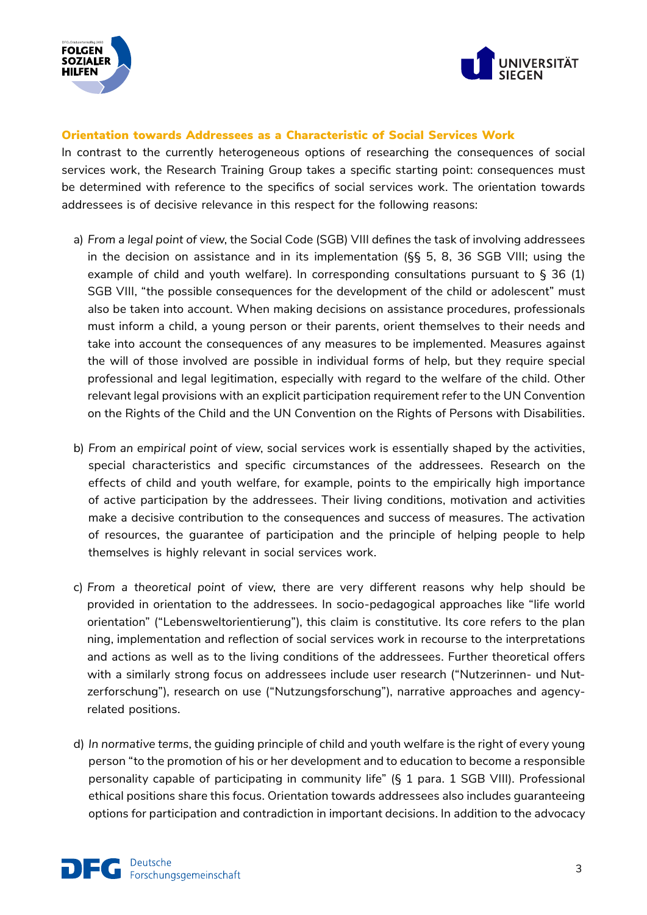### Orientation towards Addressees as a Characteristic of Social Services Work

In contrast to the currently heterogeneous options of researching the consequences of social services work, the Research Training Group takes a specific starting point: consequences must be determined with reference to the specifics of social services work. The orientation towards addressees is of decisive relevance in this respect for the following reasons:

a) *From a legal point of view*, the Social Code (SGB) VIII defines the task of involving addressees in the decision on assistance and in its implementation (§§ 5, 8, 36 SGB VIII; using the example of child and youth welfare). In corresponding consultations pursuant to § 36 (1) SGB VIII, "the possible consequences for the development of the child or adolescent" must also be taken into account. When making decisions on assistance procedures, professionals must inform a child, a young person or their parents, orient themselves to their needs and take into account the consequences of any measures to be implemented. Measures against the will of those involved are possible in individual forms of help, but they require special professional and legal legitimation, especially with regard to the welfare of the child. Other relevant legal provisions with an explicit participation requirement refer to the UN Convention on the Rights of the Child and the UN Convention on the Rights of Persons with Disabilities.

b) *From an empirical point of view*, social services work is essentially shaped by the activities, special characteristics and specific circumstances of the addressees. Research on the effects of child and youth welfare, for example, points to the empirically high importance of active participation by the addressees. Their living conditions, motivation and activities make a decisive contribution to the consequences and success of measures. The activation of resources, the guarantee of participation and the principle of helping people to help themselves is highly relevant in social services work.

c) *From a theoretical point of view*, there are very different reasons why help should be provided in orientation to the addressees. In socio-pedagogical approaches like "life world orientation" ("Lebensweltorientierung"), this claim is constitutive. Its core refers to the planning, implementation and reflection of social services work in recourse to the interpretations and actions as well as to the living conditions of the addressees. Further theoretical offers with a similarly strong focus on addressees include user research ("Nutzerinnen- und Nutzerforschung"), research on use ("Nutzungsforschung"), narrative approaches and agency-related positions.

d) *In normative terms*, the guiding principle of child and youth welfare is the right of every young person "to the promotion of his or her development and to education to become a responsible personality capable of participating in community life" (§ 1 para. 1 SGB VIII). Professional ethical positions share this focus. Orientation towards addressees also includes guaranteeing options for participation and contradiction in important decisions. In addition to the advocacy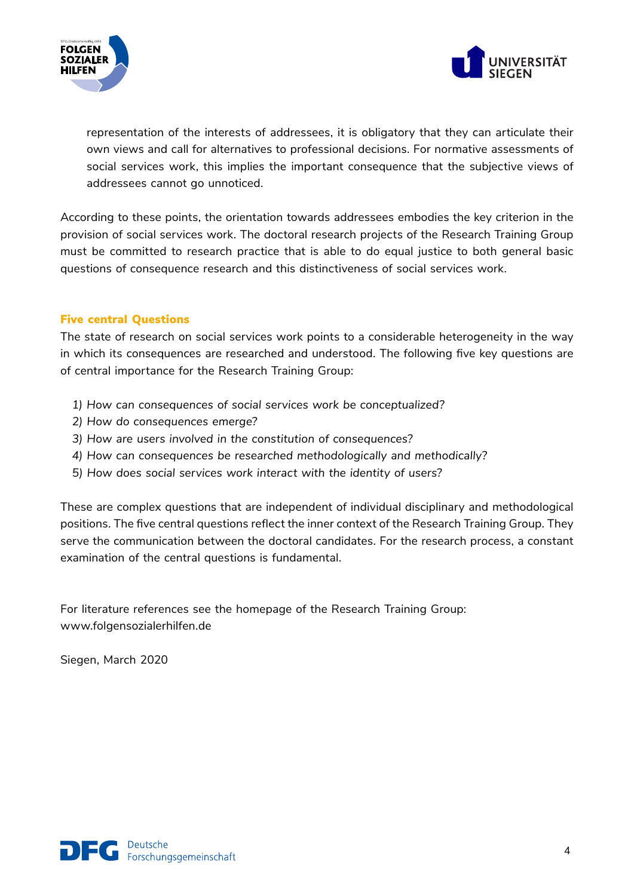representation of the interests of addressees, it is obligatory that they can articulate their own views and call for alternatives to professional decisions. For normative assessments of social services work, this implies the important consequence that the subjective views of addressees cannot go unnoticed.

According to these points, the orientation towards addressees embodies the key criterion in the provision of social services work. The doctoral research projects of the Research Training Group must be committed to research practice that is able to do equal justice to both general basic questions of consequence research and this distinctiveness of social services work.

## Five central Questions

The state of research on social services work points to a considerable heterogeneity in the way in which its consequences are researched and understood. The following five key questions are of central importance for the Research Training Group:

1) *How can consequences of social services work be conceptualized?*
2) *How do consequences emerge?*
3) *How are users involved in the constitution of consequences?*
4) *How can consequences be researched methodologically and methodically?*
5) *How does social services work interact with the identity of users?*

These are complex questions that are independent of individual disciplinary and methodological positions. The five central questions reflect the inner context of the Research Training Group. They serve the communication between the doctoral candidates. For the research process, a constant examination of the central questions is fundamental.

For literature references see the homepage of the Research Training Group:
www.folgensozialerhilfen.de

Siegen, March 2020